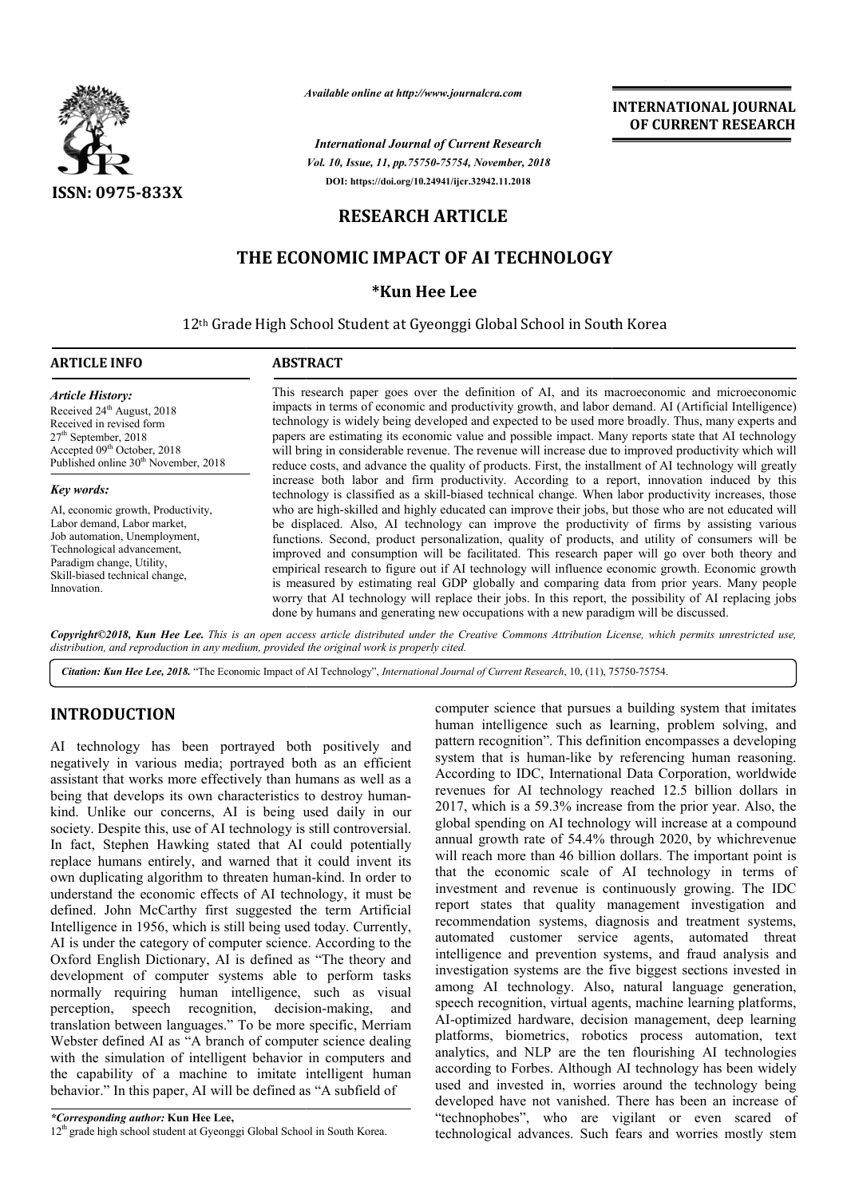*Available online at http://www.journalcra.com*

*International Journal of Current Research*
*Vol. 10, Issue, 11, pp.75750-75754, November, 2018*
**DOI: https://doi.org/10.24941/ijcr.32942.11.2018**

**ISSN: 0975-833X**

**INTERNATIONAL JOURNAL OF CURRENT RESEARCH**

**RESEARCH ARTICLE**

# THE ECONOMIC IMPACT OF AI TECHNOLOGY

**\*Kun Hee Lee**

12th Grade High School Student at Gyeonggi Global School in South Korea

## ARTICLE INFO

*Article History:*
Received 24th August, 2018
Received in revised form
27th September, 2018
Accepted 09th October, 2018
Published online 30th November, 2018

*Key words:*
AI, economic growth, Productivity, Labor demand, Labor market, Job automation, Unemployment, Technological advancement, Paradigm change, Utility, Skill-biased technical change, Innovation.

## ABSTRACT

This research paper goes over the definition of AI, and its macroeconomic and microeconomic impacts in terms of economic and productivity growth, and labor demand. AI (Artificial Intelligence) technology is widely being developed and expected to be used more broadly. Thus, many experts and papers are estimating its economic value and possible impact. Many reports state that AI technology will bring in considerable revenue. The revenue will increase due to improved productivity which will reduce costs, and advance the quality of products. First, the installment of AI technology will greatly increase both labor and firm productivity. According to a report, innovation induced by this technology is classified as a skill-biased technical change. When labor productivity increases, those who are high-skilled and highly educated can improve their jobs, but those who are not educated will be displaced. Also, AI technology can improve the productivity of firms by assisting various functions. Second, product personalization, quality of products, and utility of consumers will be improved and consumption will be facilitated. This research paper will go over both theory and empirical research to figure out if AI technology will influence economic growth. Economic growth is measured by estimating real GDP globally and comparing data from prior years. Many people worry that AI technology will replace their jobs. In this report, the possibility of AI replacing jobs done by humans and generating new occupations with a new paradigm will be discussed.

*Copyright©2018, Kun Hee Lee. This is an open access article distributed under the Creative Commons Attribution License, which permits unrestricted use, distribution, and reproduction in any medium, provided the original work is properly cited.*

***Citation: Kun Hee Lee, 2018.** "The Economic Impact of AI Technology", International Journal of Current Research, 10, (11), 75750-75754.*

## INTRODUCTION

AI technology has been portrayed both positively and negatively in various media; portrayed both as an efficient assistant that works more effectively than humans as well as a being that develops its own characteristics to destroy human-kind. Unlike our concerns, AI is being used daily in our society. Despite this, use of AI technology is still controversial. In fact, Stephen Hawking stated that AI could potentially replace humans entirely, and warned that it could invent its own duplicating algorithm to threaten human-kind. In order to understand the economic effects of AI technology, it must be defined. John McCarthy first suggested the term Artificial Intelligence in 1956, which is still being used today. Currently, AI is under the category of computer science. According to the Oxford English Dictionary, AI is defined as "The theory and development of computer systems able to perform tasks normally requiring human intelligence, such as visual perception, speech recognition, decision-making, and translation between languages." To be more specific, Merriam Webster defined AI as "A branch of computer science dealing with the simulation of intelligent behavior in computers and the capability of a machine to imitate intelligent human behavior." In this paper, AI will be defined as "A subfield of computer science that pursues a building system that imitates human intelligence such as learning, problem solving, and pattern recognition". This definition encompasses a developing system that is human-like by referencing human reasoning. According to IDC, International Data Corporation, worldwide revenues for AI technology reached 12.5 billion dollars in 2017, which is a 59.3% increase from the prior year. Also, the global spending on AI technology will increase at a compound annual growth rate of 54.4% through 2020, by whichrevenue will reach more than 46 billion dollars. The important point is that the economic scale of AI technology in terms of investment and revenue is continuously growing. The IDC report states that quality management investigation and recommendation systems, diagnosis and treatment systems, automated customer service agents, automated threat intelligence and prevention systems, and fraud analysis and investigation systems are the five biggest sections invested in among AI technology. Also, natural language generation, speech recognition, virtual agents, machine learning platforms, AI-optimized hardware, decision management, deep learning platforms, biometrics, robotics process automation, text analytics, and NLP are the ten flourishing AI technologies according to Forbes. Although AI technology has been widely used and invested in, worries around the technology being developed have not vanished. There has been an increase of "technophobes", who are vigilant or even scared of technological advances. Such fears and worries mostly stem

*\*Corresponding author:* **Kun Hee Lee,**
12th grade high school student at Gyeonggi Global School in South Korea.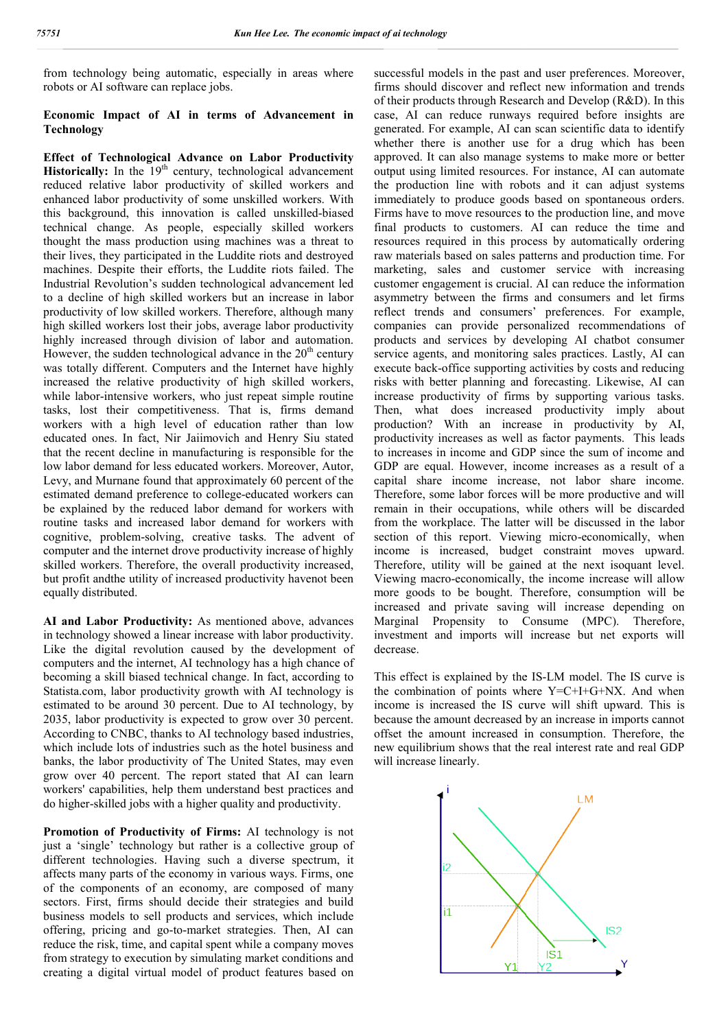from technology being automatic, especially in areas where robots or AI software can replace jobs.

## Economic Impact of AI in terms of Advancement in Technology

**Effect of Technological Advance on Labor Productivity Historically:** In the 19th century, technological advancement reduced relative labor productivity of skilled workers and enhanced labor productivity of some unskilled workers. With this background, this innovation is called unskilled-biased technical change. As people, especially skilled workers thought the mass production using machines was a threat to their lives, they participated in the Luddite riots and destroyed machines. Despite their efforts, the Luddite riots failed. The Industrial Revolution's sudden technological advancement led to a decline of high skilled workers but an increase in labor productivity of low skilled workers. Therefore, although many high skilled workers lost their jobs, average labor productivity highly increased through division of labor and automation. However, the sudden technological advance in the 20th century was totally different. Computers and the Internet have highly increased the relative productivity of high skilled workers, while labor-intensive workers, who just repeat simple routine tasks, lost their competitiveness. That is, firms demand workers with a high level of education rather than low educated ones. In fact, Nir Jaiimovich and Henry Siu stated that the recent decline in manufacturing is responsible for the low labor demand for less educated workers. Moreover, Autor, Levy, and Murnane found that approximately 60 percent of the estimated demand preference to college-educated workers can be explained by the reduced labor demand for workers with routine tasks and increased labor demand for workers with cognitive, problem-solving, creative tasks. The advent of computer and the internet drove productivity increase of highly skilled workers. Therefore, the overall productivity increased, but profit andthe utility of increased productivity havenot been equally distributed.

**AI and Labor Productivity:** As mentioned above, advances in technology showed a linear increase with labor productivity. Like the digital revolution caused by the development of computers and the internet, AI technology has a high chance of becoming a skill biased technical change. In fact, according to Statista.com, labor productivity growth with AI technology is estimated to be around 30 percent. Due to AI technology, by 2035, labor productivity is expected to grow over 30 percent. According to CNBC, thanks to AI technology based industries, which include lots of industries such as the hotel business and banks, the labor productivity of The United States, may even grow over 40 percent. The report stated that AI can learn workers' capabilities, help them understand best practices and do higher-skilled jobs with a higher quality and productivity.

**Promotion of Productivity of Firms:** AI technology is not just a 'single' technology but rather is a collective group of different technologies. Having such a diverse spectrum, it affects many parts of the economy in various ways. Firms, one of the components of an economy, are composed of many sectors. First, firms should decide their strategies and build business models to sell products and services, which include offering, pricing and go-to-market strategies. Then, AI can reduce the risk, time, and capital spent while a company moves from strategy to execution by simulating market conditions and creating a digital virtual model of product features based on successful models in the past and user preferences. Moreover, firms should discover and reflect new information and trends of their products through Research and Develop (R&D). In this case, AI can reduce runways required before insights are generated. For example, AI can scan scientific data to identify whether there is another use for a drug which has been approved. It can also manage systems to make more or better output using limited resources. For instance, AI can automate the production line with robots and it can adjust systems immediately to produce goods based on spontaneous orders. Firms have to move resources to the production line, and move final products to customers. AI can reduce the time and resources required in this process by automatically ordering raw materials based on sales patterns and production time. For marketing, sales and customer service with increasing customer engagement is crucial. AI can reduce the information asymmetry between the firms and consumers and let firms reflect trends and consumers' preferences. For example, companies can provide personalized recommendations of products and services by developing AI chatbot consumer service agents, and monitoring sales practices. Lastly, AI can execute back-office supporting activities by costs and reducing risks with better planning and forecasting. Likewise, AI can increase productivity of firms by supporting various tasks. Then, what does increased productivity imply about production? With an increase in productivity by AI, productivity increases as well as factor payments. This leads to increases in income and GDP since the sum of income and GDP are equal. However, income increases as a result of a capital share income increase, not labor share income. Therefore, some labor forces will be more productive and will remain in their occupations, while others will be discarded from the workplace. The latter will be discussed in the labor section of this report. Viewing micro-economically, when income is increased, budget constraint moves upward. Therefore, utility will be gained at the next isoquant level. Viewing macro-economically, the income increase will allow more goods to be bought. Therefore, consumption will be increased and private saving will increase depending on Marginal Propensity to Consume (MPC). Therefore, investment and imports will increase but net exports will decrease.

This effect is explained by the IS-LM model. The IS curve is the combination of points where $Y=C+I+G+NX$. And when income is increased the IS curve will shift upward. This is because the amount decreased by an increase in imports cannot offset the amount increased in consumption. Therefore, the new equilibrium shows that the real interest rate and real GDP will increase linearly.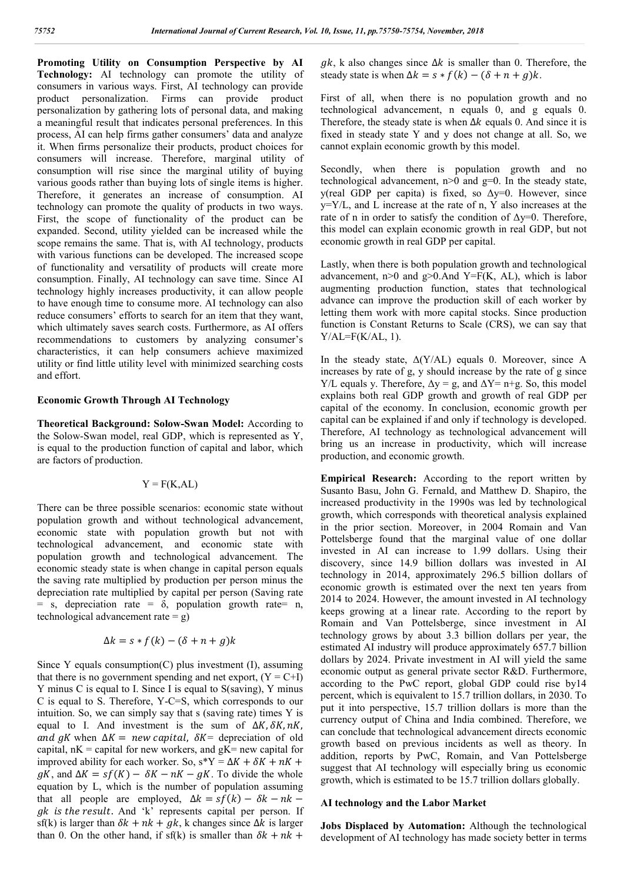**Promoting Utility on Consumption Perspective by AI Technology:** AI technology can promote the utility of consumers in various ways. First, AI technology can provide product personalization. Firms can provide product personalization by gathering lots of personal data, and making a meaningful result that indicates personal preferences. In this process, AI can help firms gather consumers' data and analyze it. When firms personalize their products, product choices for consumers will increase. Therefore, marginal utility of consumption will rise since the marginal utility of buying various goods rather than buying lots of single items is higher. Therefore, it generates an increase of consumption. AI technology can promote the quality of products in two ways. First, the scope of functionality of the product can be expanded. Second, utility yielded can be increased while the scope remains the same. That is, with AI technology, products with various functions can be developed. The increased scope of functionality and versatility of products will create more consumption. Finally, AI technology can save time. Since AI technology highly increases productivity, it can allow people to have enough time to consume more. AI technology can also reduce consumers' efforts to search for an item that they want, which ultimately saves search costs. Furthermore, as AI offers recommendations to customers by analyzing consumer's characteristics, it can help consumers achieve maximized utility or find little utility level with minimized searching costs and effort.

## Economic Growth Through AI Technology

**Theoretical Background: Solow-Swan Model:** According to the Solow-Swan model, real GDP, which is represented as Y, is equal to the production function of capital and labor, which are factors of production.

$$Y = F(K,AL)$$

There can be three possible scenarios: economic state without population growth and without technological advancement, economic state with population growth but not with technological advancement, and economic state with population growth and technological advancement. The economic steady state is when change in capital person equals the saving rate multiplied by production per person minus the depreciation rate multiplied by capital per person (Saving rate = s, depreciation rate = δ, population growth rate= n, technological advancement rate = g)

$$\Delta k = s * f(k) - (\delta + n + g)k$$

Since Y equals consumption(C) plus investment (I), assuming that there is no government spending and net export, (Y = C+I) Y minus C is equal to I. Since I is equal to S(saving), Y minus C is equal to S. Therefore, Y-C=S, which corresponds to our intuition. So, we can simply say that s (saving rate) times Y is equal to I. And investment is the sum of $\Delta K, \delta K, nK,$ $and\ gK$ when $\Delta K = new\ capital$, $\delta K$= depreciation of old capital, nK = capital for new workers, and gK= new capital for improved ability for each worker. So, $s{*}Y = \Delta K + \delta K + nK + gK$, and $\Delta K = sf(K) - \delta K - nK - gK$. To divide the whole equation by L, which is the number of population assuming that all people are employed, $\Delta k = sf(k) - \delta k - nk - gk\ is\ the\ result$. And 'k' represents capital per person. If sf(k) is larger than $\delta k + nk + gk$, k changes since $\Delta k$ is larger than 0. On the other hand, if sf(k) is smaller than $\delta k + nk + gk$, k also changes since $\Delta k$ is smaller than 0. Therefore, the steady state is when $\Delta k = s * f(k) - (\delta + n + g)k$.

First of all, when there is no population growth and no technological advancement, n equals 0, and g equals 0. Therefore, the steady state is when $\Delta k$ equals 0. And since it is fixed in steady state Y and y does not change at all. So, we cannot explain economic growth by this model.

Secondly, when there is population growth and no technological advancement, n>0 and g=0. In the steady state, y(real GDP per capita) is fixed, so Δy=0. However, since y=Y/L, and L increase at the rate of n, Y also increases at the rate of n in order to satisfy the condition of Δy=0. Therefore, this model can explain economic growth in real GDP, but not economic growth in real GDP per capital.

Lastly, when there is both population growth and technological advancement, n>0 and g>0.And Y=F(K, AL), which is labor augmenting production function, states that technological advance can improve the production skill of each worker by letting them work with more capital stocks. Since production function is Constant Returns to Scale (CRS), we can say that Y/AL=F(K/AL, 1).

In the steady state, Δ(Y/AL) equals 0. Moreover, since A increases by rate of g, y should increase by the rate of g since Y/L equals y. Therefore, Δy = g, and ΔY= n+g. So, this model explains both real GDP growth and growth of real GDP per capital of the economy. In conclusion, economic growth per capital can be explained if and only if technology is developed. Therefore, AI technology as technological advancement will bring us an increase in productivity, which will increase production, and economic growth.

**Empirical Research:** According to the report written by Susanto Basu, John G. Fernald, and Matthew D. Shapiro, the increased productivity in the 1990s was led by technological growth, which corresponds with theoretical analysis explained in the prior section. Moreover, in 2004 Romain and Van Pottelsberge found that the marginal value of one dollar invested in AI can increase to 1.99 dollars. Using their discovery, since 14.9 billion dollars was invested in AI technology in 2014, approximately 296.5 billion dollars of economic growth is estimated over the next ten years from 2014 to 2024. However, the amount invested in AI technology keeps growing at a linear rate. According to the report by Romain and Van Pottelsberge, since investment in AI technology grows by about 3.3 billion dollars per year, the estimated AI industry will produce approximately 657.7 billion dollars by 2024. Private investment in AI will yield the same economic output as general private sector R&D. Furthermore, according to the PwC report, global GDP could rise by14 percent, which is equivalent to 15.7 trillion dollars, in 2030. To put it into perspective, 15.7 trillion dollars is more than the currency output of China and India combined. Therefore, we can conclude that technological advancement directs economic growth based on previous incidents as well as theory. In addition, reports by PwC, Romain, and Van Pottelsberge suggest that AI technology will especially bring us economic growth, which is estimated to be 15.7 trillion dollars globally.

## AI technology and the Labor Market

**Jobs Displaced by Automation:** Although the technological development of AI technology has made society better in terms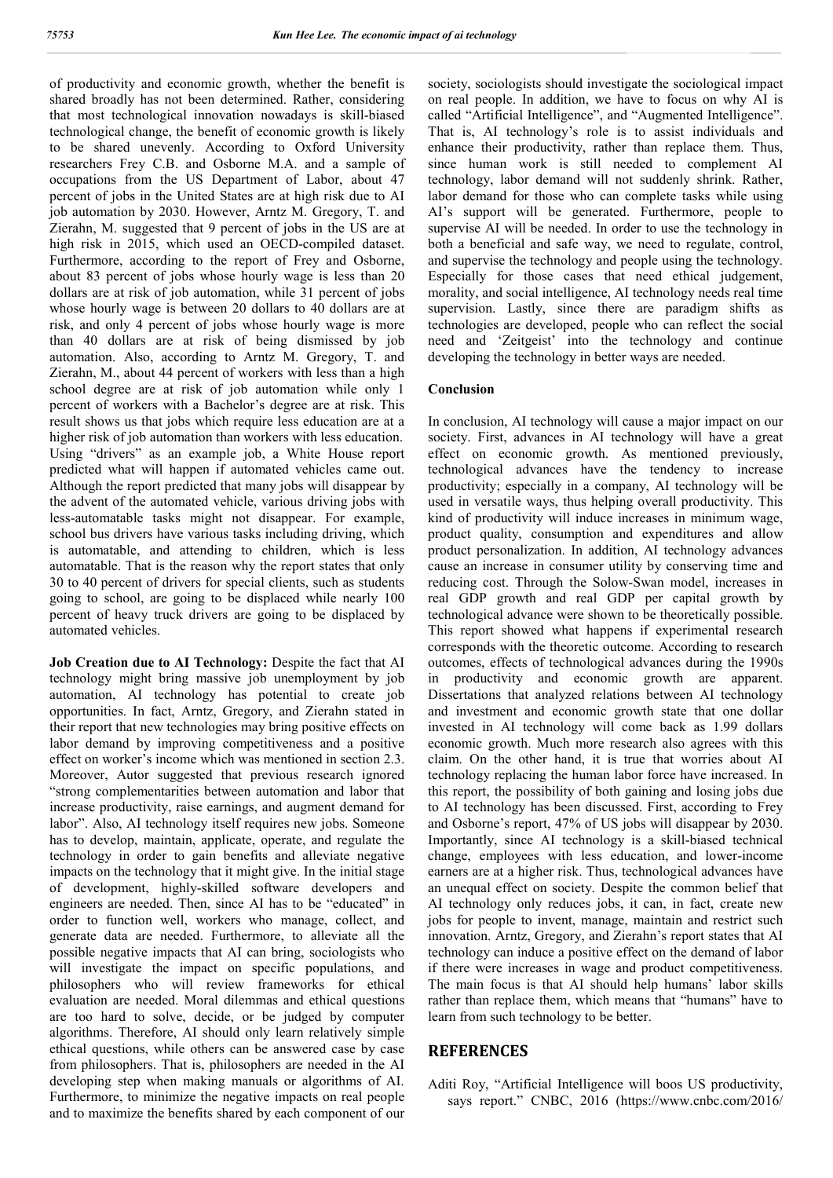of productivity and economic growth, whether the benefit is shared broadly has not been determined. Rather, considering that most technological innovation nowadays is skill-biased technological change, the benefit of economic growth is likely to be shared unevenly. According to Oxford University researchers Frey C.B. and Osborne M.A. and a sample of occupations from the US Department of Labor, about 47 percent of jobs in the United States are at high risk due to AI job automation by 2030. However, Arntz M. Gregory, T. and Zierahn, M. suggested that 9 percent of jobs in the US are at high risk in 2015, which used an OECD-compiled dataset. Furthermore, according to the report of Frey and Osborne, about 83 percent of jobs whose hourly wage is less than 20 dollars are at risk of job automation, while 31 percent of jobs whose hourly wage is between 20 dollars to 40 dollars are at risk, and only 4 percent of jobs whose hourly wage is more than 40 dollars are at risk of being dismissed by job automation. Also, according to Arntz M. Gregory, T. and Zierahn, M., about 44 percent of workers with less than a high school degree are at risk of job automation while only 1 percent of workers with a Bachelor's degree are at risk. This result shows us that jobs which require less education are at a higher risk of job automation than workers with less education. Using "drivers" as an example job, a White House report predicted what will happen if automated vehicles came out. Although the report predicted that many jobs will disappear by the advent of the automated vehicle, various driving jobs with less-automatable tasks might not disappear. For example, school bus drivers have various tasks including driving, which is automatable, and attending to children, which is less automatable. That is the reason why the report states that only 30 to 40 percent of drivers for special clients, such as students going to school, are going to be displaced while nearly 100 percent of heavy truck drivers are going to be displaced by automated vehicles.

**Job Creation due to AI Technology:** Despite the fact that AI technology might bring massive job unemployment by job automation, AI technology has potential to create job opportunities. In fact, Arntz, Gregory, and Zierahn stated in their report that new technologies may bring positive effects on labor demand by improving competitiveness and a positive effect on worker's income which was mentioned in section 2.3. Moreover, Autor suggested that previous research ignored "strong complementarities between automation and labor that increase productivity, raise earnings, and augment demand for labor". Also, AI technology itself requires new jobs. Someone has to develop, maintain, applicate, operate, and regulate the technology in order to gain benefits and alleviate negative impacts on the technology that it might give. In the initial stage of development, highly-skilled software developers and engineers are needed. Then, since AI has to be "educated" in order to function well, workers who manage, collect, and generate data are needed. Furthermore, to alleviate all the possible negative impacts that AI can bring, sociologists who will investigate the impact on specific populations, and philosophers who will review frameworks for ethical evaluation are needed. Moral dilemmas and ethical questions are too hard to solve, decide, or be judged by computer algorithms. Therefore, AI should only learn relatively simple ethical questions, while others can be answered case by case from philosophers. That is, philosophers are needed in the AI developing step when making manuals or algorithms of AI. Furthermore, to minimize the negative impacts on real people and to maximize the benefits shared by each component of our society, sociologists should investigate the sociological impact on real people. In addition, we have to focus on why AI is called "Artificial Intelligence", and "Augmented Intelligence". That is, AI technology's role is to assist individuals and enhance their productivity, rather than replace them. Thus, since human work is still needed to complement AI technology, labor demand will not suddenly shrink. Rather, labor demand for those who can complete tasks while using AI's support will be generated. Furthermore, people to supervise AI will be needed. In order to use the technology in both a beneficial and safe way, we need to regulate, control, and supervise the technology and people using the technology. Especially for those cases that need ethical judgement, morality, and social intelligence, AI technology needs real time supervision. Lastly, since there are paradigm shifts as technologies are developed, people who can reflect the social need and 'Zeitgeist' into the technology and continue developing the technology in better ways are needed.

## Conclusion

In conclusion, AI technology will cause a major impact on our society. First, advances in AI technology will have a great effect on economic growth. As mentioned previously, technological advances have the tendency to increase productivity; especially in a company, AI technology will be used in versatile ways, thus helping overall productivity. This kind of productivity will induce increases in minimum wage, product quality, consumption and expenditures and allow product personalization. In addition, AI technology advances cause an increase in consumer utility by conserving time and reducing cost. Through the Solow-Swan model, increases in real GDP growth and real GDP per capital growth by technological advance were shown to be theoretically possible. This report showed what happens if experimental research corresponds with the theoretic outcome. According to research outcomes, effects of technological advances during the 1990s in productivity and economic growth are apparent. Dissertations that analyzed relations between AI technology and investment and economic growth state that one dollar invested in AI technology will come back as 1.99 dollars economic growth. Much more research also agrees with this claim. On the other hand, it is true that worries about AI technology replacing the human labor force have increased. In this report, the possibility of both gaining and losing jobs due to AI technology has been discussed. First, according to Frey and Osborne's report, 47% of US jobs will disappear by 2030. Importantly, since AI technology is a skill-biased technical change, employees with less education, and lower-income earners are at a higher risk. Thus, technological advances have an unequal effect on society. Despite the common belief that AI technology only reduces jobs, it can, in fact, create new jobs for people to invent, manage, maintain and restrict such innovation. Arntz, Gregory, and Zierahn's report states that AI technology can induce a positive effect on the demand of labor if there were increases in wage and product competitiveness. The main focus is that AI should help humans' labor skills rather than replace them, which means that "humans" have to learn from such technology to be better.

# REFERENCES

Aditi Roy, "Artificial Intelligence will boos US productivity, says report." CNBC, 2016 (https://www.cnbc.com/2016/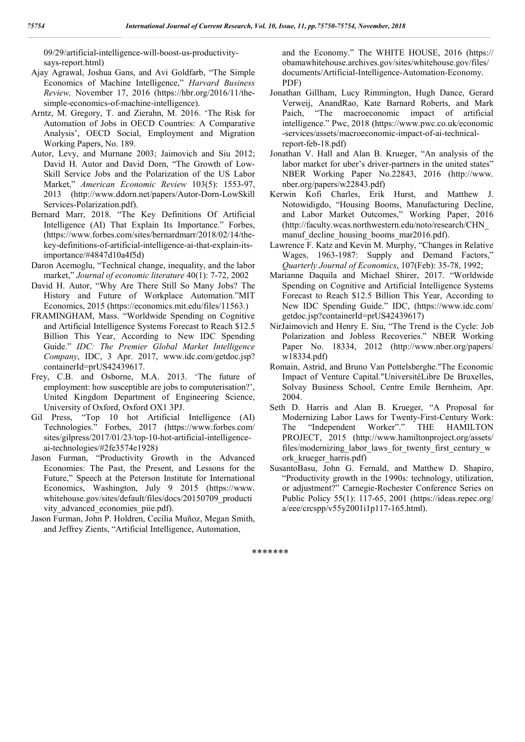09/29/artificial-intelligence-will-boost-us-productivity-says-report.html)

Ajay Agrawal, Joshua Gans, and Avi Goldfarb, "The Simple Economics of Machine Intelligence," *Harvard Business Review,* November 17, 2016 (https://hbr.org/2016/11/the-simple-economics-of-machine-intelligence).

Arntz, M. Gregory, T. and Zierahn, M. 2016. 'The Risk for Automation of Jobs in OECD Countries: A Comparative Analysis', OECD Social, Employment and Migration Working Papers, No. 189.

Autor, Levy, and Murnane 2003; Jaimovich and Siu 2012; David H. Autor and David Dorn, "The Growth of Low-Skill Service Jobs and the Polarization of the US Labor Market," *American Economic Review* 103(5): 1553-97, 2013 (http://www.ddorn.net/papers/Autor-Dorn-LowSkill Services-Polarization.pdf).

Bernard Marr, 2018. "The Key Definitions Of Artificial Intelligence (AI) That Explain Its Importance." Forbes, (https://www.forbes.com/sites/bernardmarr/2018/02/14/the-key-definitions-of-artificial-intelligence-ai-that-explain-its-importance/#4847d10a4f5d)

Daron Acemoglu, "Technical change, inequality, and the labor market," *Journal of economic literature* 40(1): 7-72, 2002

David H. Autor, "Why Are There Still So Many Jobs? The History and Future of Workplace Automation."MIT Economics, 2015 (https://economics.mit.edu/files/11563.)

FRAMINGHAM, Mass. "Worldwide Spending on Cognitive and Artificial Intelligence Systems Forecast to Reach $12.5 Billion This Year, According to New IDC Spending Guide." *IDC: The Premier Global Market Intelligence Company*, IDC, 3 Apr. 2017, www.idc.com/getdoc.jsp?containerId=prUS42439617.

Frey, C.B. and Osborne, M.A. 2013. 'The future of employment: how susceptible are jobs to computerisation?', United Kingdom Department of Engineering Science, University of Oxford, Oxford OX1 3PJ.

Gil Press, "Top 10 hot Artificial Intelligence (AI) Technologies." Forbes, 2017 (https://www.forbes.com/sites/gilpress/2017/01/23/top-10-hot-artificial-intelligence-ai-technologies/#2fe3574e1928)

Jason Furman, "Productivity Growth in the Advanced Economies: The Past, the Present, and Lessons for the Future," Speech at the Peterson Institute for International Economics, Washington, July 9 2015 (https://www.whitehouse.gov/sites/default/files/docs/20150709_productivity_advanced_economies_piie.pdf).

Jason Furman, John P. Holdren, Cecilia Muñoz, Megan Smith, and Jeffrey Zients, "Artificial Intelligence, Automation, and the Economy." The WHITE HOUSE, 2016 (https://obamawhitehouse.archives.gov/sites/whitehouse.gov/files/documents/Artificial-Intelligence-Automation-Economy.PDF)

Jonathan Gillham, Lucy Rimmington, Hugh Dance, Gerard Verweij, AnandRao, Kate Barnard Roberts, and Mark Paich, "The macroeconomic impact of artificial intelligence." Pwc, 2018 (https://www.pwc.co.uk/economic-services/assets/macroeconomic-impact-of-ai-technical-report-feb-18.pdf)

Jonathan V. Hall and Alan B. Krueger, "An analysis of the labor market for uber's driver-partners in the united states" NBER Working Paper No.22843, 2016 (http://www.nber.org/papers/w22843.pdf)

Kerwin Kofi Charles, Erik Hurst, and Matthew J. Notowidigdo, "Housing Booms, Manufacturing Decline, and Labor Market Outcomes," Working Paper, 2016 (http://faculty.wcas.northwestern.edu/noto/research/CHN_manuf_decline_housing_booms_mar2016.pdf).

Lawrence F. Katz and Kevin M. Murphy, "Changes in Relative Wages, 1963-1987: Supply and Demand Factors," *Quarterly Journal of Economics*, 107(Feb): 35-78, 1992;

Marianne Daquila and Michael Shirer, 2017. "Worldwide Spending on Cognitive and Artificial Intelligence Systems Forecast to Reach $12.5 Billion This Year, According to New IDC Spending Guide." IDC, (https://www.idc.com/getdoc.jsp?containerId=prUS42439617)

NirJaimovich and Henry E. Siu, "The Trend is the Cycle: Job Polarization and Jobless Recoveries." NBER Working Paper No. 18334, 2012 (http://www.nber.org/papers/w18334.pdf)

Romain, Astrid, and Bruno Van Pottelsberghe."The Economic Impact of Venture Capital."UniversitéLibre De Bruxelles, Solvay Business School, Centre Emile Bernheim, Apr. 2004.

Seth D. Harris and Alan B. Krueger, "A Proposal for Modernizing Labor Laws for Twenty-First-Century Work: The "Independent Worker"." THE HAMILTON PROJECT, 2015 (http://www.hamiltonproject.org/assets/files/modernizing_labor_laws_for_twenty_first_century_work_krueger_harris.pdf)

SusantoBasu, John G. Fernald, and Matthew D. Shapiro, "Productivity growth in the 1990s: technology, utilization, or adjustment?" Carnegie-Rochester Conference Series on Public Policy 55(1): 117-65, 2001 (https://ideas.repec.org/a/eee/crcspp/v55y2001i1p117-165.html).

*******